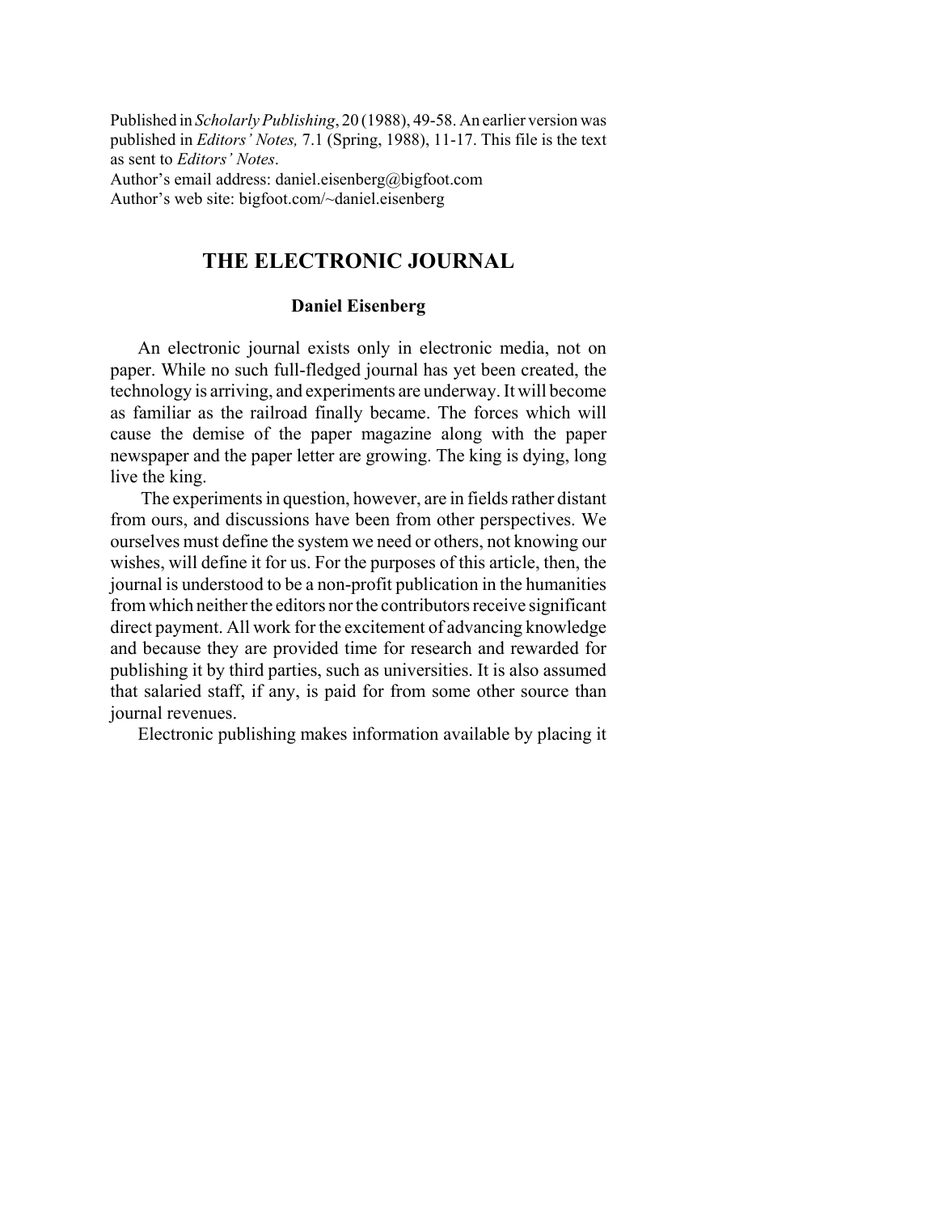Published in *Scholarly Publishing*, 20 (1988), 49-58. An earlier version was published in *Editors' Notes,* 7.1 (Spring, 1988), 11-17. This file is the text as sent to *Editors' Notes*.
Author's email address: daniel.eisenberg@bigfoot.com
Author's web site: bigfoot.com/~daniel.eisenberg

# THE ELECTRONIC JOURNAL

**Daniel Eisenberg**

An electronic journal exists only in electronic media, not on paper. While no such full-fledged journal has yet been created, the technology is arriving, and experiments are underway. It will become as familiar as the railroad finally became. The forces which will cause the demise of the paper magazine along with the paper newspaper and the paper letter are growing. The king is dying, long live the king.

The experiments in question, however, are in fields rather distant from ours, and discussions have been from other perspectives. We ourselves must define the system we need or others, not knowing our wishes, will define it for us. For the purposes of this article, then, the journal is understood to be a non-profit publication in the humanities from which neither the editors nor the contributors receive significant direct payment. All work for the excitement of advancing knowledge and because they are provided time for research and rewarded for publishing it by third parties, such as universities. It is also assumed that salaried staff, if any, is paid for from some other source than journal revenues.

Electronic publishing makes information available by placing it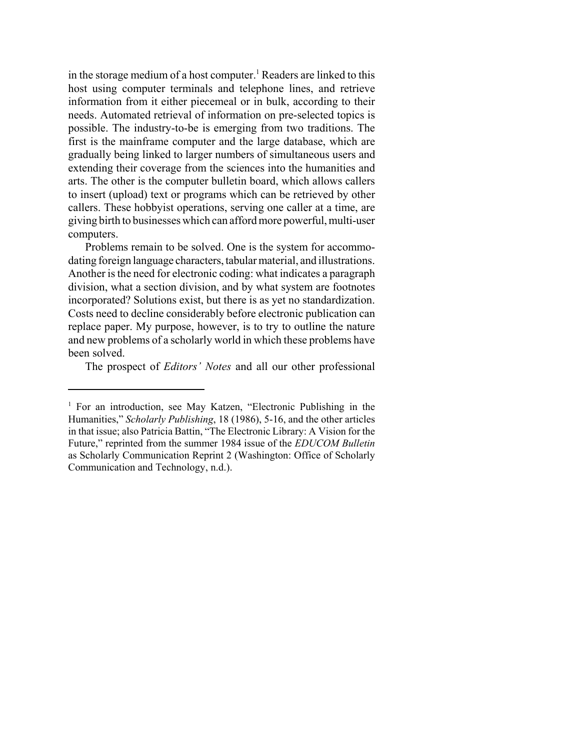in the storage medium of a host computer.[1] Readers are linked to this host using computer terminals and telephone lines, and retrieve information from it either piecemeal or in bulk, according to their needs. Automated retrieval of information on pre-selected topics is possible. The industry-to-be is emerging from two traditions. The first is the mainframe computer and the large database, which are gradually being linked to larger numbers of simultaneous users and extending their coverage from the sciences into the humanities and arts. The other is the computer bulletin board, which allows callers to insert (upload) text or programs which can be retrieved by other callers. These hobbyist operations, serving one caller at a time, are giving birth to businesses which can afford more powerful, multi-user computers.

Problems remain to be solved. One is the system for accommodating foreign language characters, tabular material, and illustrations. Another is the need for electronic coding: what indicates a paragraph division, what a section division, and by what system are footnotes incorporated? Solutions exist, but there is as yet no standardization. Costs need to decline considerably before electronic publication can replace paper. My purpose, however, is to try to outline the nature and new problems of a scholarly world in which these problems have been solved.

The prospect of *Editors' Notes* and all our other professional

---

[1] For an introduction, see May Katzen, "Electronic Publishing in the Humanities," *Scholarly Publishing*, 18 (1986), 5-16, and the other articles in that issue; also Patricia Battin, "The Electronic Library: A Vision for the Future," reprinted from the summer 1984 issue of the *EDUCOM Bulletin* as Scholarly Communication Reprint 2 (Washington: Office of Scholarly Communication and Technology, n.d.).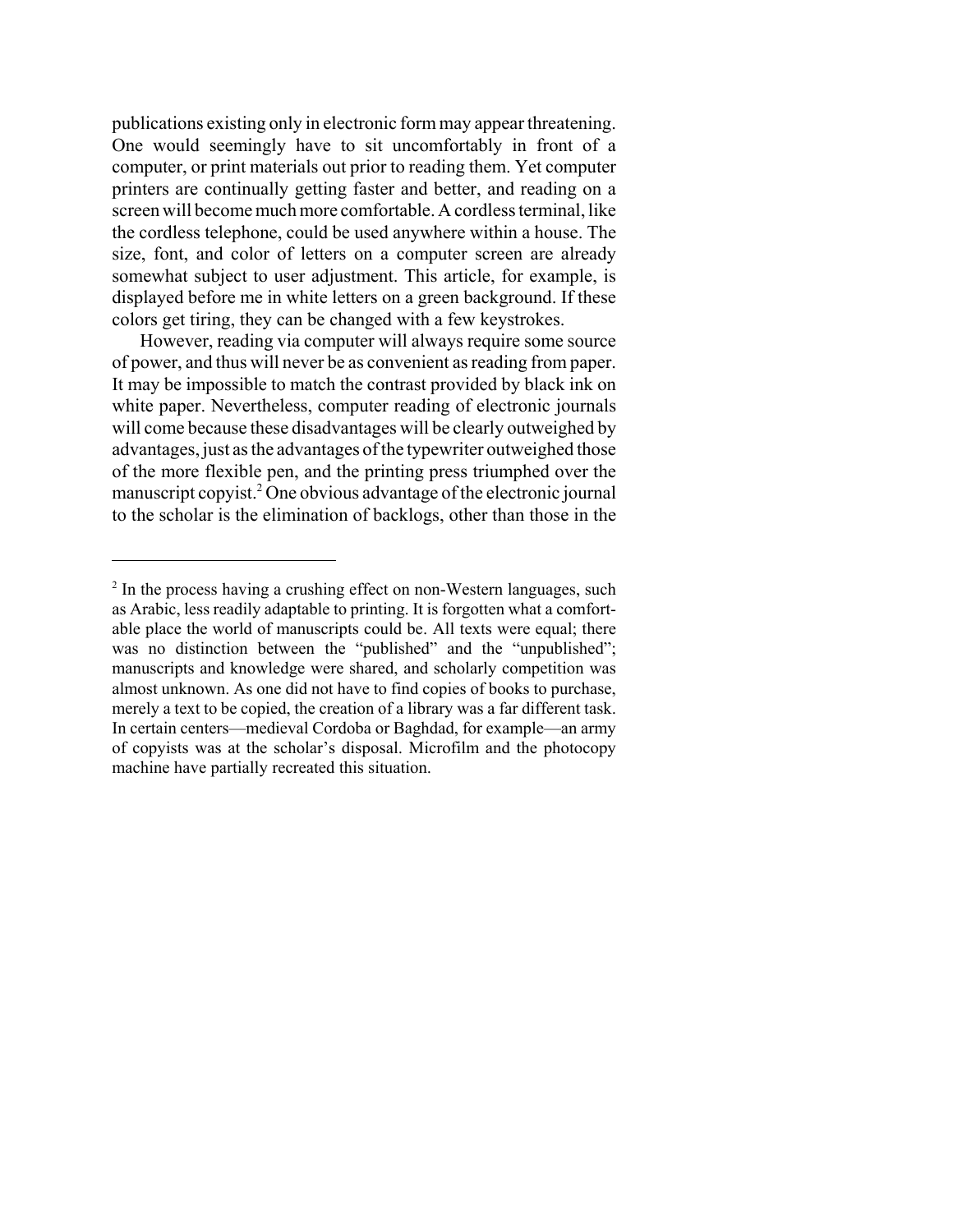publications existing only in electronic form may appear threatening. One would seemingly have to sit uncomfortably in front of a computer, or print materials out prior to reading them. Yet computer printers are continually getting faster and better, and reading on a screen will become much more comfortable. A cordless terminal, like the cordless telephone, could be used anywhere within a house. The size, font, and color of letters on a computer screen are already somewhat subject to user adjustment. This article, for example, is displayed before me in white letters on a green background. If these colors get tiring, they can be changed with a few keystrokes.

However, reading via computer will always require some source of power, and thus will never be as convenient as reading from paper. It may be impossible to match the contrast provided by black ink on white paper. Nevertheless, computer reading of electronic journals will come because these disadvantages will be clearly outweighed by advantages, just as the advantages of the typewriter outweighed those of the more flexible pen, and the printing press triumphed over the manuscript copyist.[2] One obvious advantage of the electronic journal to the scholar is the elimination of backlogs, other than those in the

---

[2] In the process having a crushing effect on non-Western languages, such as Arabic, less readily adaptable to printing. It is forgotten what a comfortable place the world of manuscripts could be. All texts were equal; there was no distinction between the "published" and the "unpublished"; manuscripts and knowledge were shared, and scholarly competition was almost unknown. As one did not have to find copies of books to purchase, merely a text to be copied, the creation of a library was a far different task. In certain centers—medieval Cordoba or Baghdad, for example—an army of copyists was at the scholar's disposal. Microfilm and the photocopy machine have partially recreated this situation.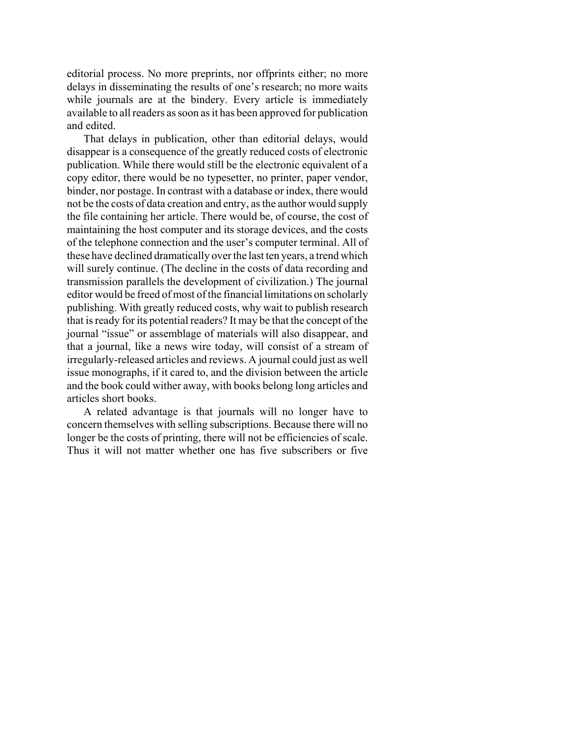editorial process. No more preprints, nor offprints either; no more delays in disseminating the results of one's research; no more waits while journals are at the bindery. Every article is immediately available to all readers as soon as it has been approved for publication and edited.

That delays in publication, other than editorial delays, would disappear is a consequence of the greatly reduced costs of electronic publication. While there would still be the electronic equivalent of a copy editor, there would be no typesetter, no printer, paper vendor, binder, nor postage. In contrast with a database or index, there would not be the costs of data creation and entry, as the author would supply the file containing her article. There would be, of course, the cost of maintaining the host computer and its storage devices, and the costs of the telephone connection and the user's computer terminal. All of these have declined dramatically over the last ten years, a trend which will surely continue. (The decline in the costs of data recording and transmission parallels the development of civilization.) The journal editor would be freed of most of the financial limitations on scholarly publishing. With greatly reduced costs, why wait to publish research that is ready for its potential readers? It may be that the concept of the journal "issue" or assemblage of materials will also disappear, and that a journal, like a news wire today, will consist of a stream of irregularly-released articles and reviews. A journal could just as well issue monographs, if it cared to, and the division between the article and the book could wither away, with books belong long articles and articles short books.

A related advantage is that journals will no longer have to concern themselves with selling subscriptions. Because there will no longer be the costs of printing, there will not be efficiencies of scale. Thus it will not matter whether one has five subscribers or five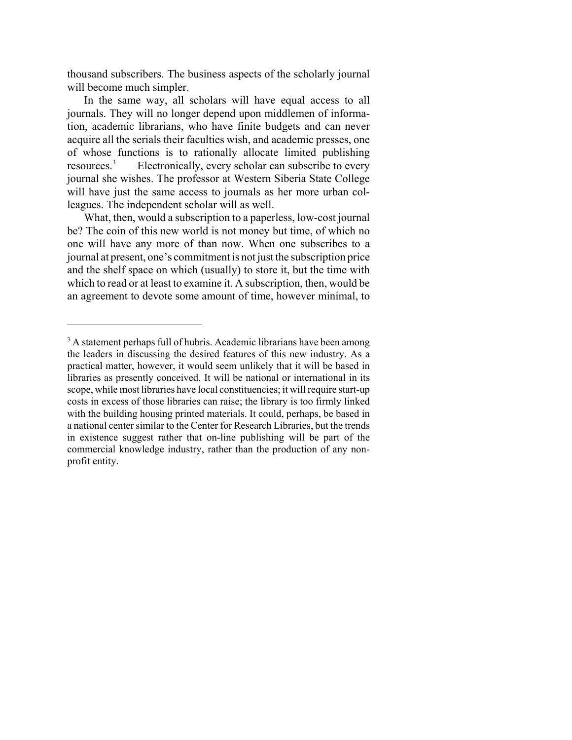thousand subscribers. The business aspects of the scholarly journal will become much simpler.

In the same way, all scholars will have equal access to all journals. They will no longer depend upon middlemen of information, academic librarians, who have finite budgets and can never acquire all the serials their faculties wish, and academic presses, one of whose functions is to rationally allocate limited publishing resources.[3] Electronically, every scholar can subscribe to every journal she wishes. The professor at Western Siberia State College will have just the same access to journals as her more urban colleagues. The independent scholar will as well.

What, then, would a subscription to a paperless, low-cost journal be? The coin of this new world is not money but time, of which no one will have any more of than now. When one subscribes to a journal at present, one's commitment is not just the subscription price and the shelf space on which (usually) to store it, but the time with which to read or at least to examine it. A subscription, then, would be an agreement to devote some amount of time, however minimal, to

---

[3] A statement perhaps full of hubris. Academic librarians have been among the leaders in discussing the desired features of this new industry. As a practical matter, however, it would seem unlikely that it will be based in libraries as presently conceived. It will be national or international in its scope, while most libraries have local constituencies; it will require start-up costs in excess of those libraries can raise; the library is too firmly linked with the building housing printed materials. It could, perhaps, be based in a national center similar to the Center for Research Libraries, but the trends in existence suggest rather that on-line publishing will be part of the commercial knowledge industry, rather than the production of any non-profit entity.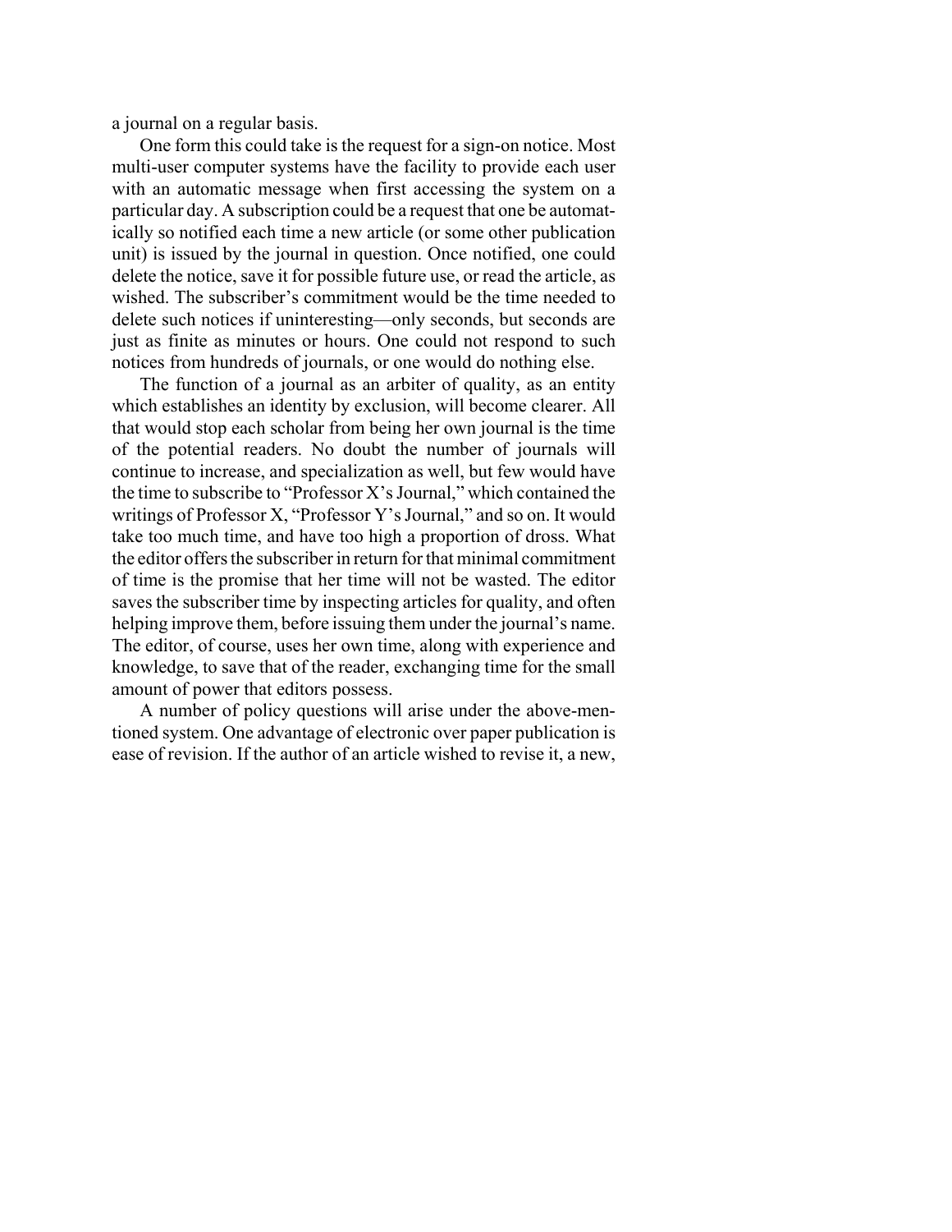a journal on a regular basis.

One form this could take is the request for a sign-on notice. Most multi-user computer systems have the facility to provide each user with an automatic message when first accessing the system on a particular day. A subscription could be a request that one be automatically so notified each time a new article (or some other publication unit) is issued by the journal in question. Once notified, one could delete the notice, save it for possible future use, or read the article, as wished. The subscriber's commitment would be the time needed to delete such notices if uninteresting—only seconds, but seconds are just as finite as minutes or hours. One could not respond to such notices from hundreds of journals, or one would do nothing else.

The function of a journal as an arbiter of quality, as an entity which establishes an identity by exclusion, will become clearer. All that would stop each scholar from being her own journal is the time of the potential readers. No doubt the number of journals will continue to increase, and specialization as well, but few would have the time to subscribe to "Professor X's Journal," which contained the writings of Professor X, "Professor Y's Journal," and so on. It would take too much time, and have too high a proportion of dross. What the editor offers the subscriber in return for that minimal commitment of time is the promise that her time will not be wasted. The editor saves the subscriber time by inspecting articles for quality, and often helping improve them, before issuing them under the journal's name. The editor, of course, uses her own time, along with experience and knowledge, to save that of the reader, exchanging time for the small amount of power that editors possess.

A number of policy questions will arise under the above-mentioned system. One advantage of electronic over paper publication is ease of revision. If the author of an article wished to revise it, a new,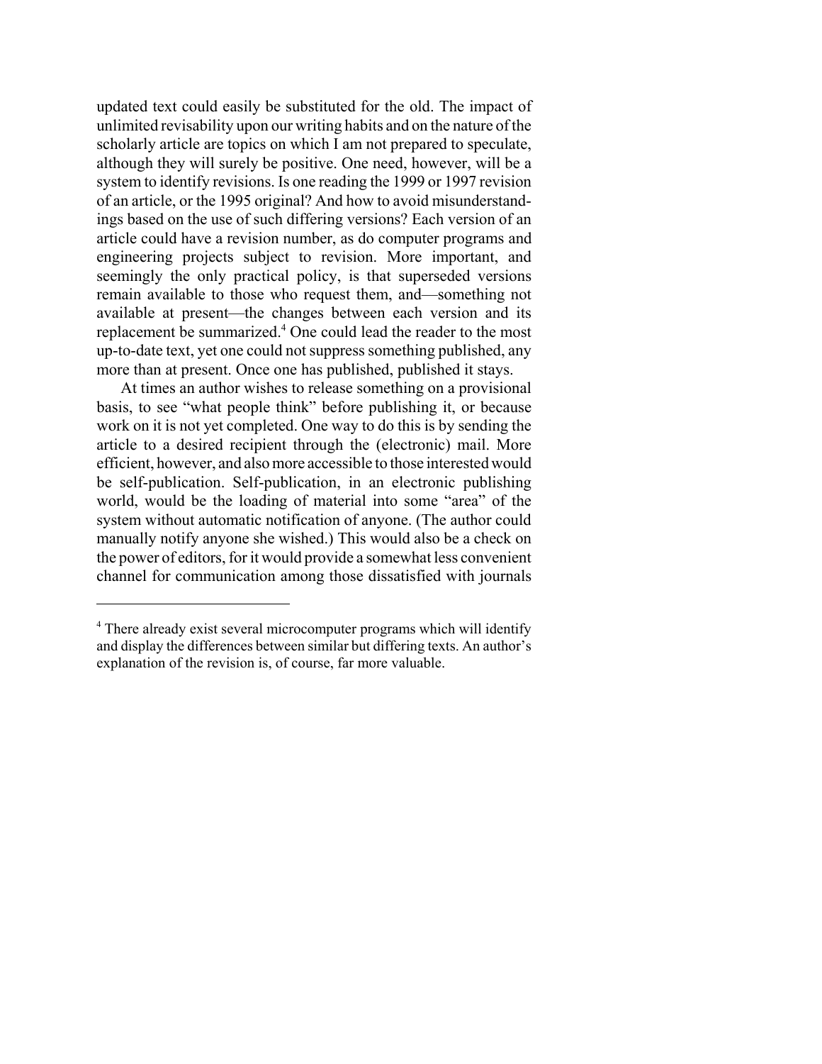updated text could easily be substituted for the old. The impact of unlimited revisability upon our writing habits and on the nature of the scholarly article are topics on which I am not prepared to speculate, although they will surely be positive. One need, however, will be a system to identify revisions. Is one reading the 1999 or 1997 revision of an article, or the 1995 original? And how to avoid misunderstandings based on the use of such differing versions? Each version of an article could have a revision number, as do computer programs and engineering projects subject to revision. More important, and seemingly the only practical policy, is that superseded versions remain available to those who request them, and—something not available at present—the changes between each version and its replacement be summarized.[4] One could lead the reader to the most up-to-date text, yet one could not suppress something published, any more than at present. Once one has published, published it stays.

At times an author wishes to release something on a provisional basis, to see "what people think" before publishing it, or because work on it is not yet completed. One way to do this is by sending the article to a desired recipient through the (electronic) mail. More efficient, however, and also more accessible to those interested would be self-publication. Self-publication, in an electronic publishing world, would be the loading of material into some "area" of the system without automatic notification of anyone. (The author could manually notify anyone she wished.) This would also be a check on the power of editors, for it would provide a somewhat less convenient channel for communication among those dissatisfied with journals

---

[4] There already exist several microcomputer programs which will identify and display the differences between similar but differing texts. An author's explanation of the revision is, of course, far more valuable.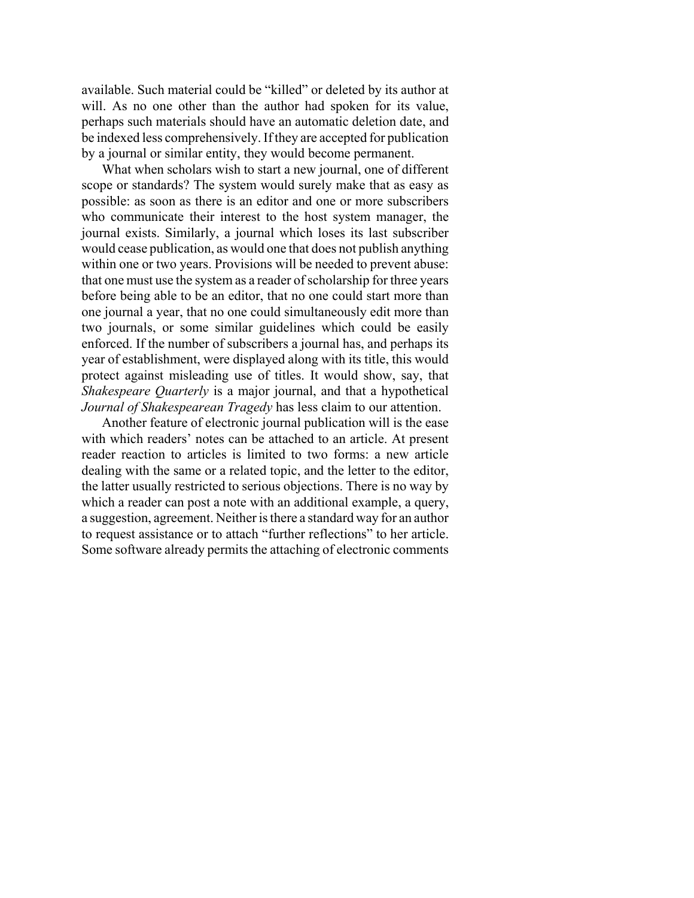available. Such material could be "killed" or deleted by its author at will. As no one other than the author had spoken for its value, perhaps such materials should have an automatic deletion date, and be indexed less comprehensively. If they are accepted for publication by a journal or similar entity, they would become permanent.

What when scholars wish to start a new journal, one of different scope or standards? The system would surely make that as easy as possible: as soon as there is an editor and one or more subscribers who communicate their interest to the host system manager, the journal exists. Similarly, a journal which loses its last subscriber would cease publication, as would one that does not publish anything within one or two years. Provisions will be needed to prevent abuse: that one must use the system as a reader of scholarship for three years before being able to be an editor, that no one could start more than one journal a year, that no one could simultaneously edit more than two journals, or some similar guidelines which could be easily enforced. If the number of subscribers a journal has, and perhaps its year of establishment, were displayed along with its title, this would protect against misleading use of titles. It would show, say, that *Shakespeare Quarterly* is a major journal, and that a hypothetical *Journal of Shakespearean Tragedy* has less claim to our attention.

Another feature of electronic journal publication will is the ease with which readers' notes can be attached to an article. At present reader reaction to articles is limited to two forms: a new article dealing with the same or a related topic, and the letter to the editor, the latter usually restricted to serious objections. There is no way by which a reader can post a note with an additional example, a query, a suggestion, agreement. Neither is there a standard way for an author to request assistance or to attach "further reflections" to her article. Some software already permits the attaching of electronic comments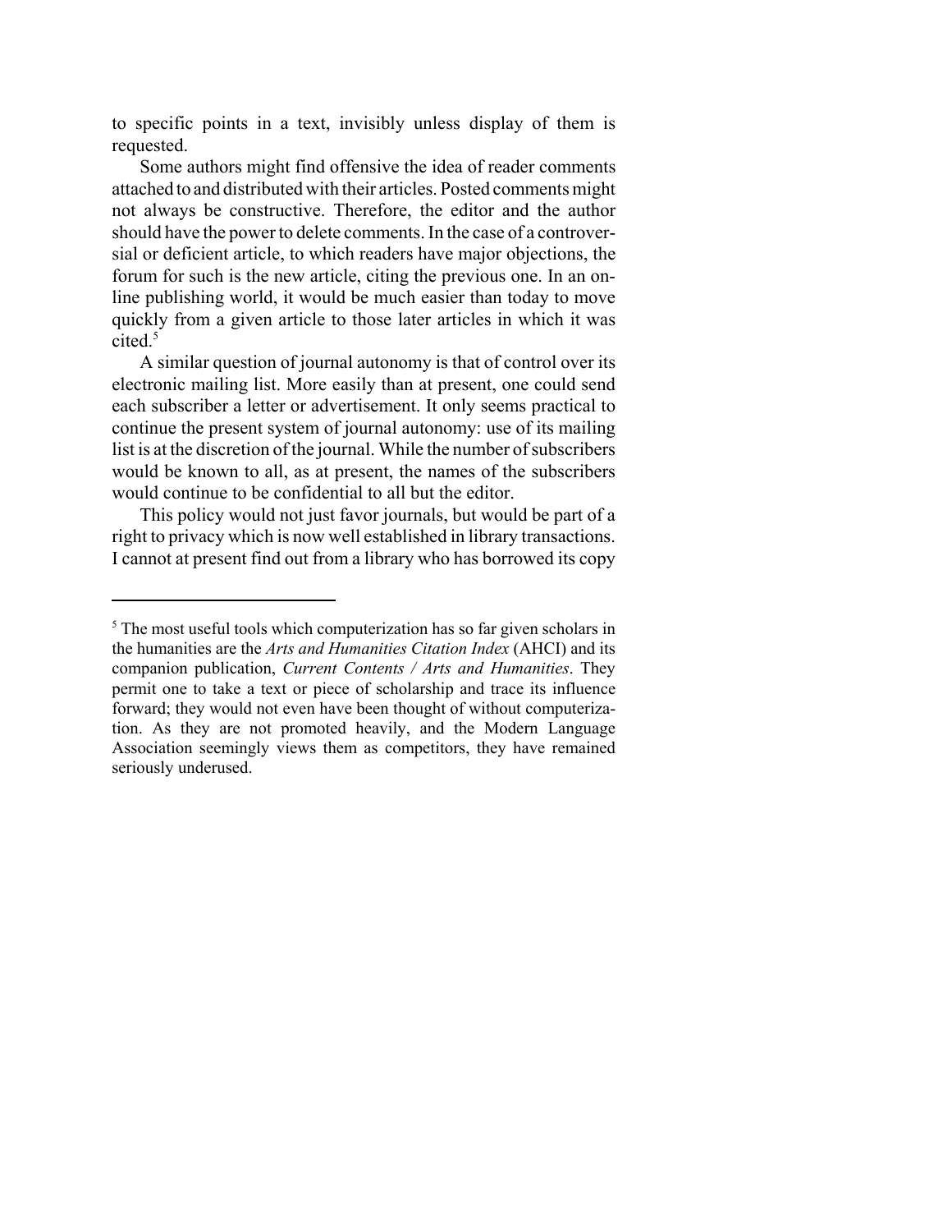to specific points in a text, invisibly unless display of them is requested.

Some authors might find offensive the idea of reader comments attached to and distributed with their articles. Posted comments might not always be constructive. Therefore, the editor and the author should have the power to delete comments. In the case of a controversial or deficient article, to which readers have major objections, the forum for such is the new article, citing the previous one. In an online publishing world, it would be much easier than today to move quickly from a given article to those later articles in which it was cited.[5]

A similar question of journal autonomy is that of control over its electronic mailing list. More easily than at present, one could send each subscriber a letter or advertisement. It only seems practical to continue the present system of journal autonomy: use of its mailing list is at the discretion of the journal. While the number of subscribers would be known to all, as at present, the names of the subscribers would continue to be confidential to all but the editor.

This policy would not just favor journals, but would be part of a right to privacy which is now well established in library transactions. I cannot at present find out from a library who has borrowed its copy

---

[5] The most useful tools which computerization has so far given scholars in the humanities are the *Arts and Humanities Citation Index* (AHCI) and its companion publication, *Current Contents / Arts and Humanities*. They permit one to take a text or piece of scholarship and trace its influence forward; they would not even have been thought of without computerization. As they are not promoted heavily, and the Modern Language Association seemingly views them as competitors, they have remained seriously underused.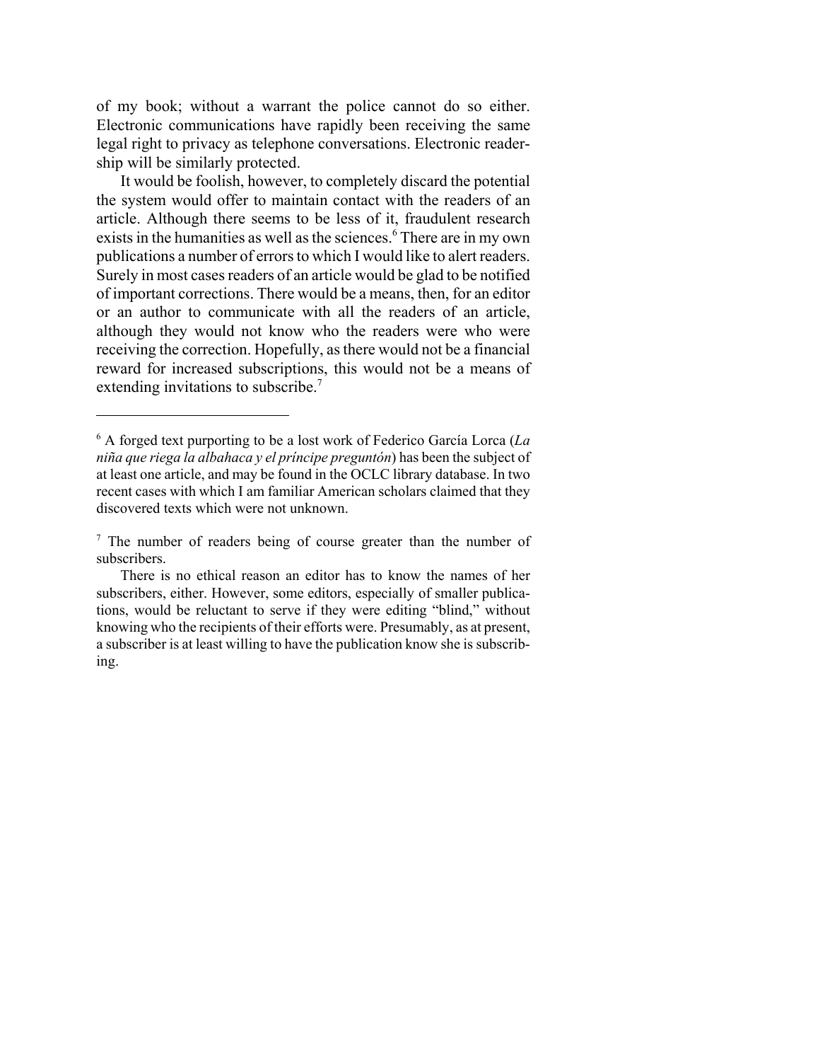of my book; without a warrant the police cannot do so either. Electronic communications have rapidly been receiving the same legal right to privacy as telephone conversations. Electronic readership will be similarly protected.

It would be foolish, however, to completely discard the potential the system would offer to maintain contact with the readers of an article. Although there seems to be less of it, fraudulent research exists in the humanities as well as the sciences.[6] There are in my own publications a number of errors to which I would like to alert readers. Surely in most cases readers of an article would be glad to be notified of important corrections. There would be a means, then, for an editor or an author to communicate with all the readers of an article, although they would not know who the readers were who were receiving the correction. Hopefully, as there would not be a financial reward for increased subscriptions, this would not be a means of extending invitations to subscribe.[7]

---

[6] A forged text purporting to be a lost work of Federico García Lorca (*La niña que riega la albahaca y el príncipe preguntón*) has been the subject of at least one article, and may be found in the OCLC library database. In two recent cases with which I am familiar American scholars claimed that they discovered texts which were not unknown.

[7] The number of readers being of course greater than the number of subscribers.

There is no ethical reason an editor has to know the names of her subscribers, either. However, some editors, especially of smaller publications, would be reluctant to serve if they were editing "blind," without knowing who the recipients of their efforts were. Presumably, as at present, a subscriber is at least willing to have the publication know she is subscribing.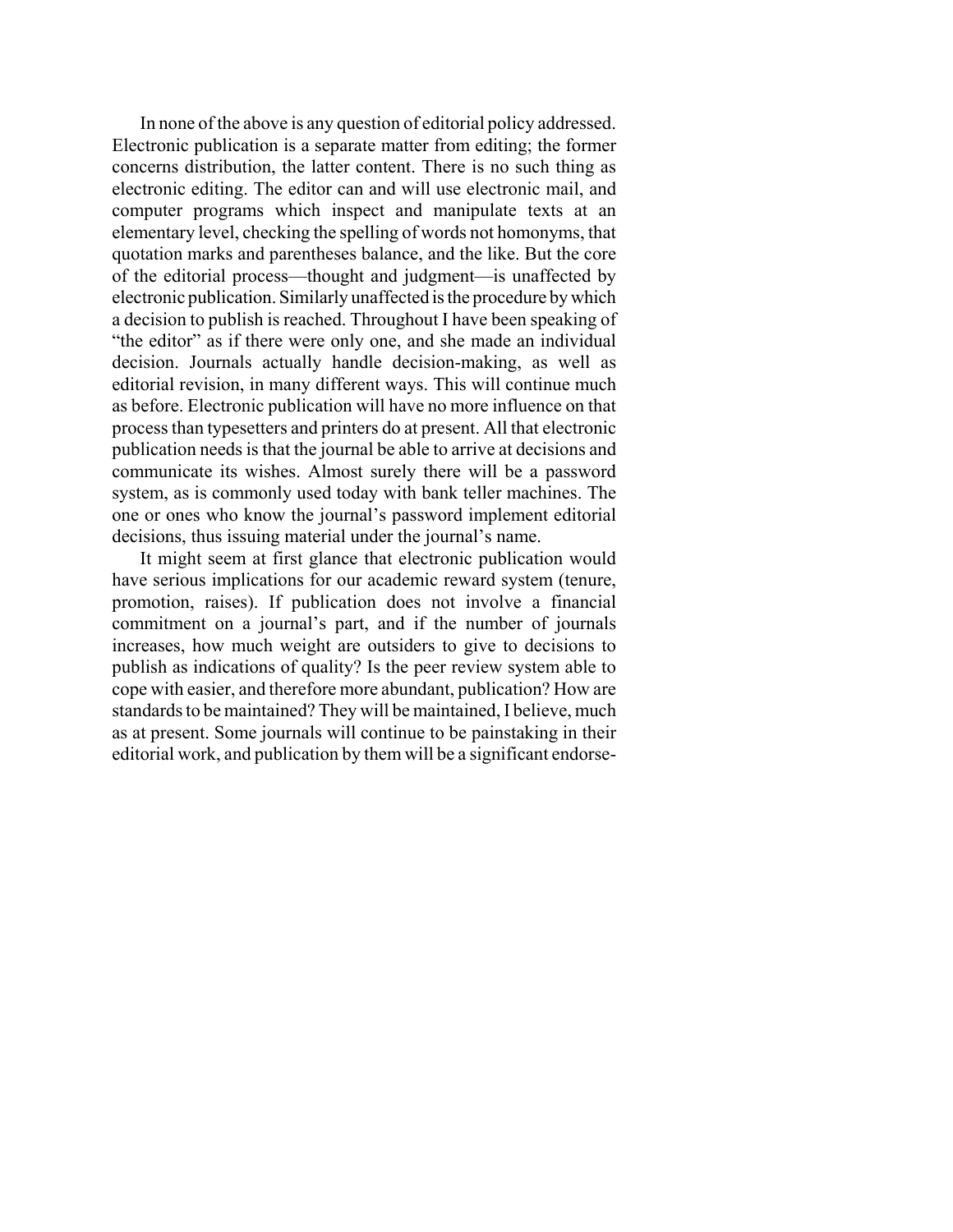In none of the above is any question of editorial policy addressed. Electronic publication is a separate matter from editing; the former concerns distribution, the latter content. There is no such thing as electronic editing. The editor can and will use electronic mail, and computer programs which inspect and manipulate texts at an elementary level, checking the spelling of words not homonyms, that quotation marks and parentheses balance, and the like. But the core of the editorial process—thought and judgment—is unaffected by electronic publication. Similarly unaffected is the procedure by which a decision to publish is reached. Throughout I have been speaking of "the editor" as if there were only one, and she made an individual decision. Journals actually handle decision-making, as well as editorial revision, in many different ways. This will continue much as before. Electronic publication will have no more influence on that process than typesetters and printers do at present. All that electronic publication needs is that the journal be able to arrive at decisions and communicate its wishes. Almost surely there will be a password system, as is commonly used today with bank teller machines. The one or ones who know the journal's password implement editorial decisions, thus issuing material under the journal's name.

It might seem at first glance that electronic publication would have serious implications for our academic reward system (tenure, promotion, raises). If publication does not involve a financial commitment on a journal's part, and if the number of journals increases, how much weight are outsiders to give to decisions to publish as indications of quality? Is the peer review system able to cope with easier, and therefore more abundant, publication? How are standards to be maintained? They will be maintained, I believe, much as at present. Some journals will continue to be painstaking in their editorial work, and publication by them will be a significant endorse-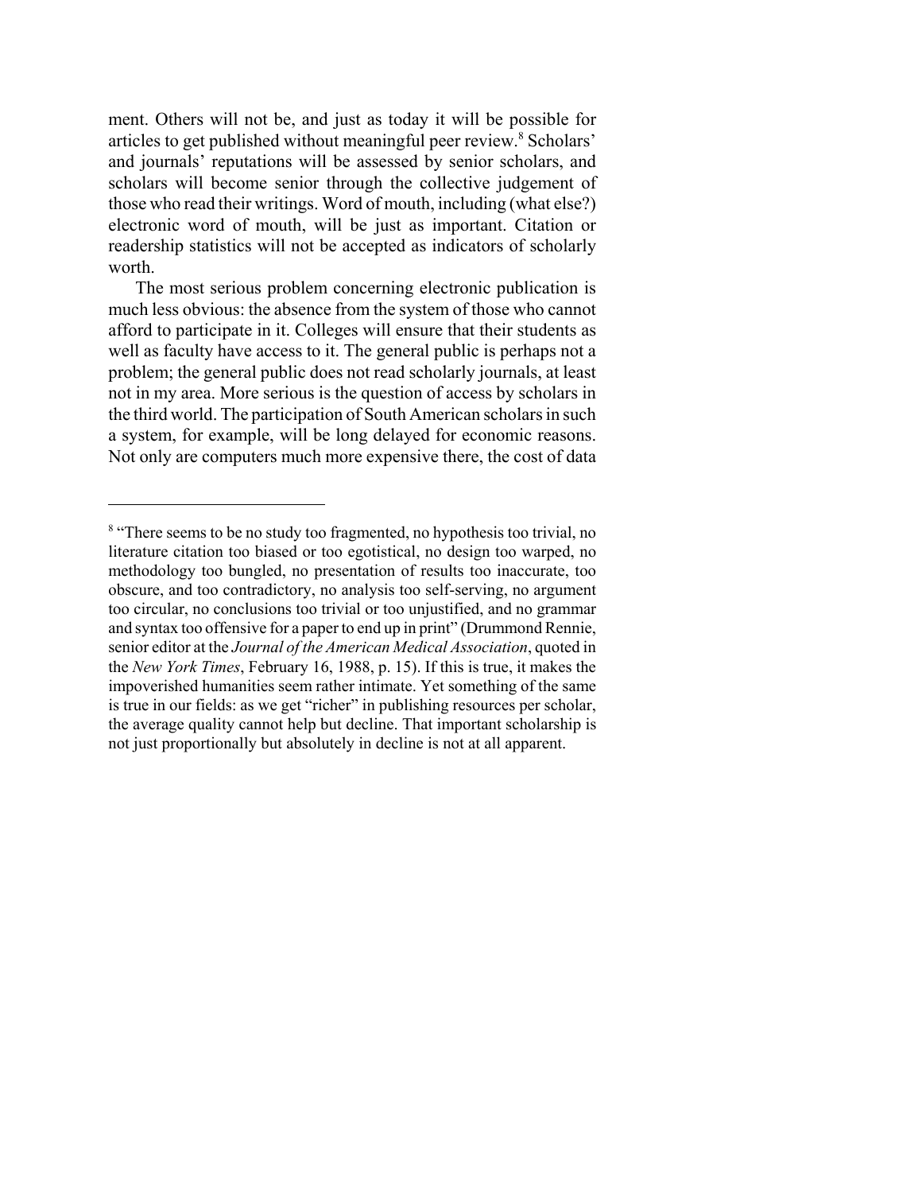ment. Others will not be, and just as today it will be possible for articles to get published without meaningful peer review.[8] Scholars' and journals' reputations will be assessed by senior scholars, and scholars will become senior through the collective judgement of those who read their writings. Word of mouth, including (what else?) electronic word of mouth, will be just as important. Citation or readership statistics will not be accepted as indicators of scholarly worth.

The most serious problem concerning electronic publication is much less obvious: the absence from the system of those who cannot afford to participate in it. Colleges will ensure that their students as well as faculty have access to it. The general public is perhaps not a problem; the general public does not read scholarly journals, at least not in my area. More serious is the question of access by scholars in the third world. The participation of South American scholars in such a system, for example, will be long delayed for economic reasons. Not only are computers much more expensive there, the cost of data

---

[8] "There seems to be no study too fragmented, no hypothesis too trivial, no literature citation too biased or too egotistical, no design too warped, no methodology too bungled, no presentation of results too inaccurate, too obscure, and too contradictory, no analysis too self-serving, no argument too circular, no conclusions too trivial or too unjustified, and no grammar and syntax too offensive for a paper to end up in print" (Drummond Rennie, senior editor at the *Journal of the American Medical Association*, quoted in the *New York Times*, February 16, 1988, p. 15). If this is true, it makes the impoverished humanities seem rather intimate. Yet something of the same is true in our fields: as we get "richer" in publishing resources per scholar, the average quality cannot help but decline. That important scholarship is not just proportionally but absolutely in decline is not at all apparent.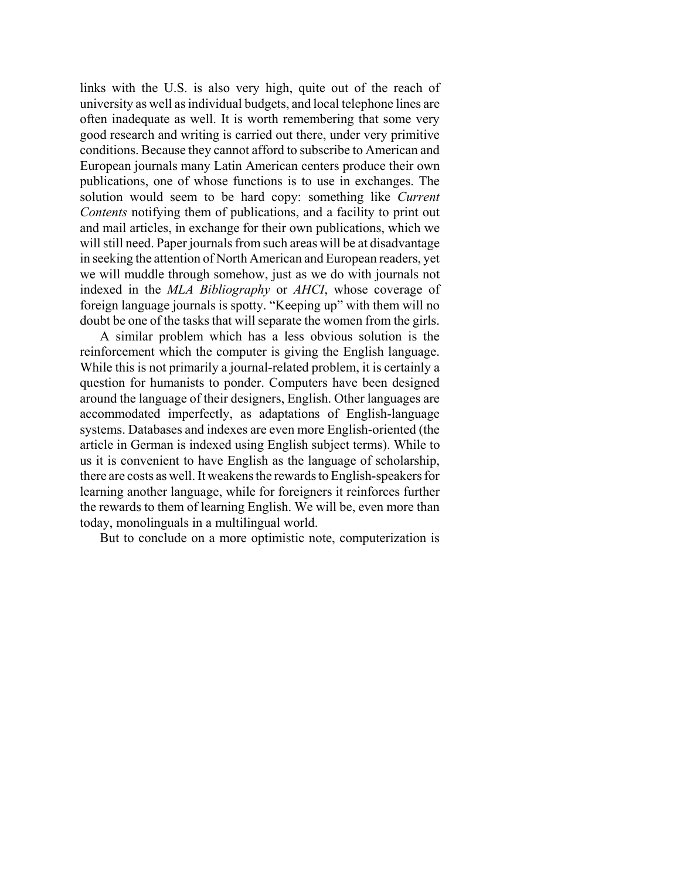links with the U.S. is also very high, quite out of the reach of university as well as individual budgets, and local telephone lines are often inadequate as well. It is worth remembering that some very good research and writing is carried out there, under very primitive conditions. Because they cannot afford to subscribe to American and European journals many Latin American centers produce their own publications, one of whose functions is to use in exchanges. The solution would seem to be hard copy: something like *Current Contents* notifying them of publications, and a facility to print out and mail articles, in exchange for their own publications, which we will still need. Paper journals from such areas will be at disadvantage in seeking the attention of North American and European readers, yet we will muddle through somehow, just as we do with journals not indexed in the *MLA Bibliography* or *AHCI*, whose coverage of foreign language journals is spotty. "Keeping up" with them will no doubt be one of the tasks that will separate the women from the girls.

A similar problem which has a less obvious solution is the reinforcement which the computer is giving the English language. While this is not primarily a journal-related problem, it is certainly a question for humanists to ponder. Computers have been designed around the language of their designers, English. Other languages are accommodated imperfectly, as adaptations of English-language systems. Databases and indexes are even more English-oriented (the article in German is indexed using English subject terms). While to us it is convenient to have English as the language of scholarship, there are costs as well. It weakens the rewards to English-speakers for learning another language, while for foreigners it reinforces further the rewards to them of learning English. We will be, even more than today, monolinguals in a multilingual world.

But to conclude on a more optimistic note, computerization is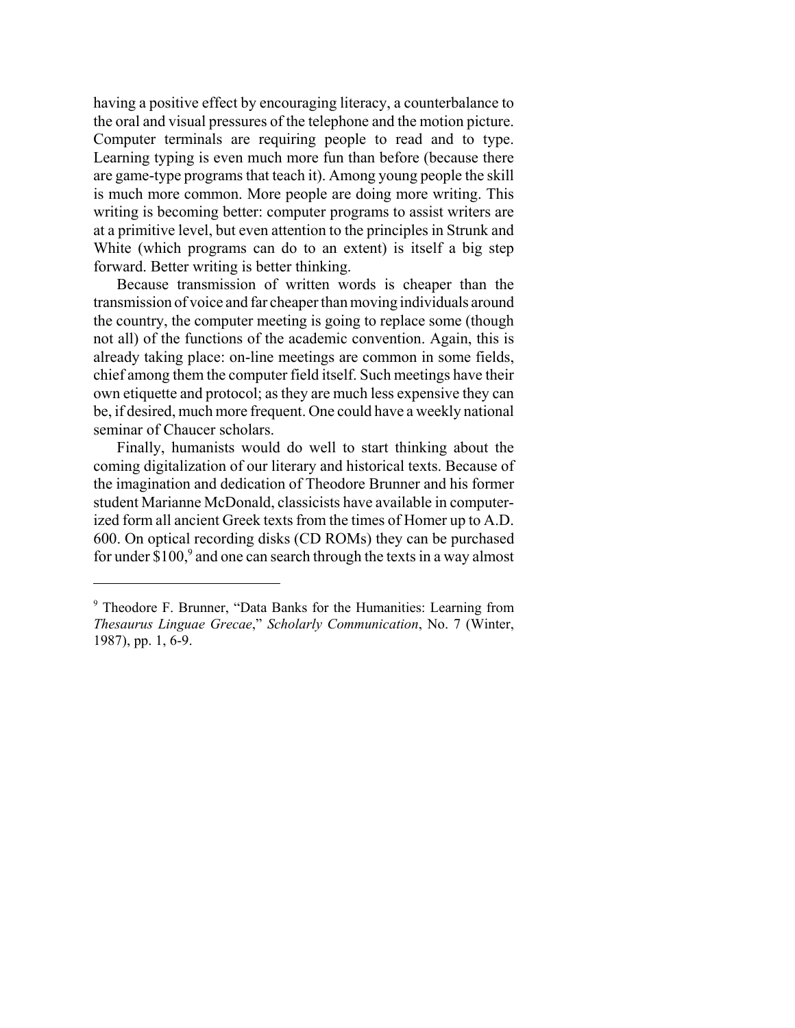having a positive effect by encouraging literacy, a counterbalance to the oral and visual pressures of the telephone and the motion picture. Computer terminals are requiring people to read and to type. Learning typing is even much more fun than before (because there are game-type programs that teach it). Among young people the skill is much more common. More people are doing more writing. This writing is becoming better: computer programs to assist writers are at a primitive level, but even attention to the principles in Strunk and White (which programs can do to an extent) is itself a big step forward. Better writing is better thinking.

Because transmission of written words is cheaper than the transmission of voice and far cheaper than moving individuals around the country, the computer meeting is going to replace some (though not all) of the functions of the academic convention. Again, this is already taking place: on-line meetings are common in some fields, chief among them the computer field itself. Such meetings have their own etiquette and protocol; as they are much less expensive they can be, if desired, much more frequent. One could have a weekly national seminar of Chaucer scholars.

Finally, humanists would do well to start thinking about the coming digitalization of our literary and historical texts. Because of the imagination and dedication of Theodore Brunner and his former student Marianne McDonald, classicists have available in computerized form all ancient Greek texts from the times of Homer up to A.D. 600. On optical recording disks (CD ROMs) they can be purchased for under $100,[9] and one can search through the texts in a way almost

---

[9] Theodore F. Brunner, "Data Banks for the Humanities: Learning from *Thesaurus Linguae Grecae*," *Scholarly Communication*, No. 7 (Winter, 1987), pp. 1, 6-9.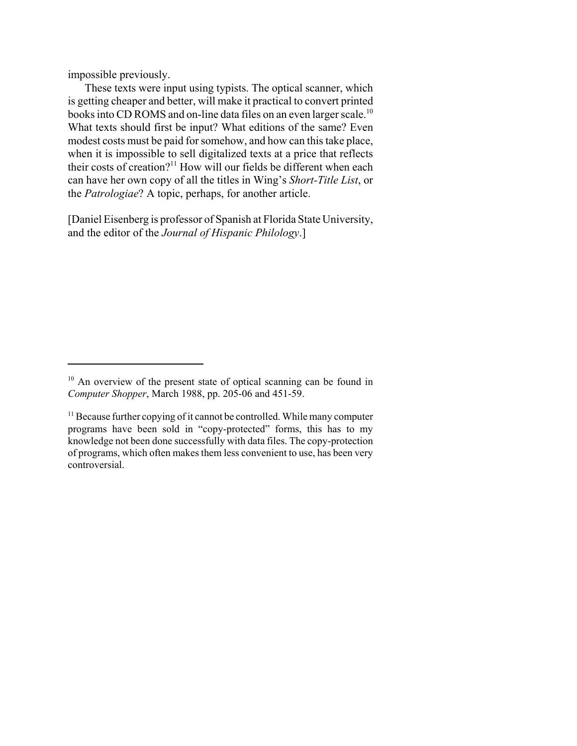impossible previously.

These texts were input using typists. The optical scanner, which is getting cheaper and better, will make it practical to convert printed books into CD ROMS and on-line data files on an even larger scale.[10] What texts should first be input? What editions of the same? Even modest costs must be paid for somehow, and how can this take place, when it is impossible to sell digitalized texts at a price that reflects their costs of creation?[11] How will our fields be different when each can have her own copy of all the titles in Wing's *Short-Title List*, or the *Patrologiae*? A topic, perhaps, for another article.

[Daniel Eisenberg is professor of Spanish at Florida State University, and the editor of the *Journal of Hispanic Philology*.]

---

[10] An overview of the present state of optical scanning can be found in *Computer Shopper*, March 1988, pp. 205-06 and 451-59.

[11] Because further copying of it cannot be controlled. While many computer programs have been sold in "copy-protected" forms, this has to my knowledge not been done successfully with data files. The copy-protection of programs, which often makes them less convenient to use, has been very controversial.